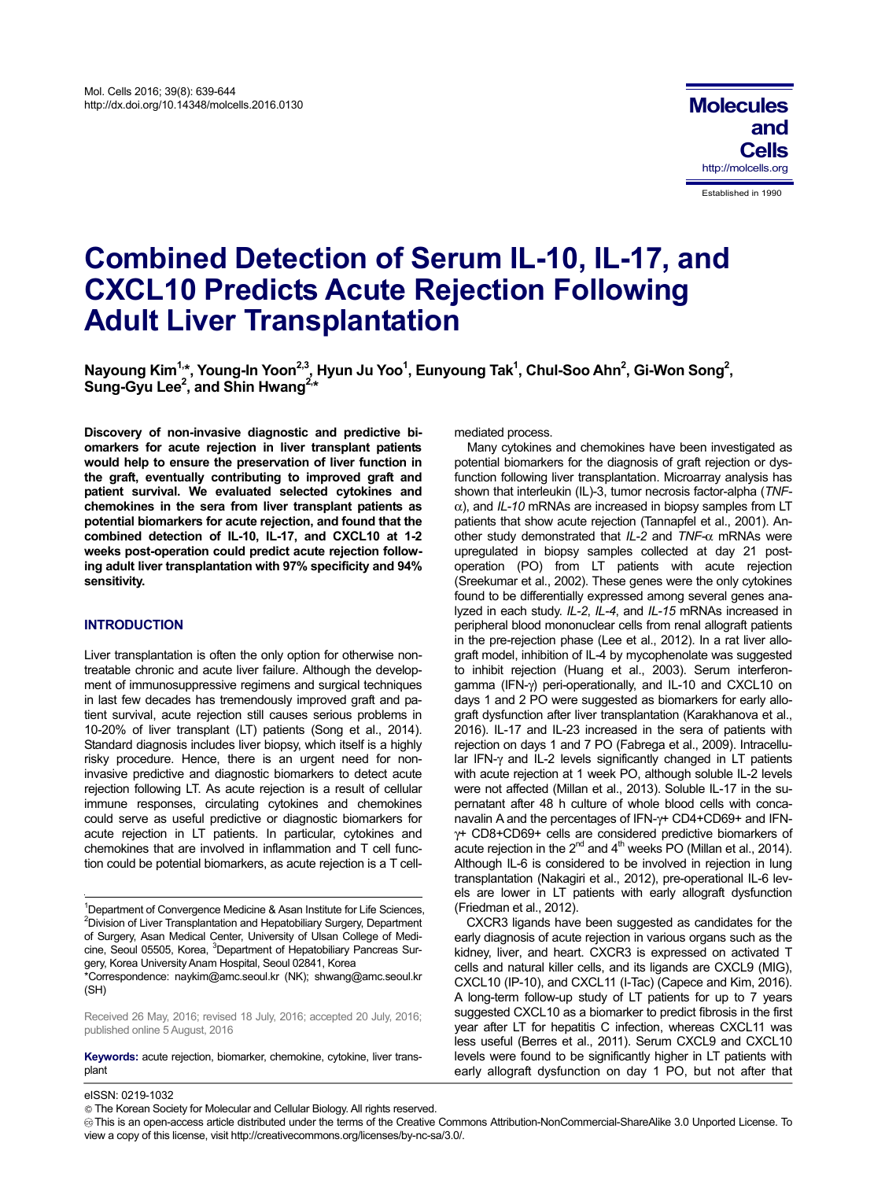# Combined Detection of Serum IL-10, IL-17, and CXCL10 Predicts Acute Rejection Following Adult Liver Transplantation

**Nayoung Kim[1,*], Young-In Yoon[2,3], Hyun Ju Yoo[1], Eunyoung Tak[1], Chul-Soo Ahn[2], Gi-Won Song[2], Sung-Gyu Lee[2], and Shin Hwang[2,*]**

**Discovery of non-invasive diagnostic and predictive biomarkers for acute rejection in liver transplant patients would help to ensure the preservation of liver function in the graft, eventually contributing to improved graft and patient survival. We evaluated selected cytokines and chemokines in the sera from liver transplant patients as potential biomarkers for acute rejection, and found that the combined detection of IL-10, IL-17, and CXCL10 at 1-2 weeks post-operation could predict acute rejection following adult liver transplantation with 97% specificity and 94% sensitivity.**

## INTRODUCTION

Liver transplantation is often the only option for otherwise non-treatable chronic and acute liver failure. Although the development of immunosuppressive regimens and surgical techniques in last few decades has tremendously improved graft and patient survival, acute rejection still causes serious problems in 10-20% of liver transplant (LT) patients (Song et al., 2014). Standard diagnosis includes liver biopsy, which itself is a highly risky procedure. Hence, there is an urgent need for non-invasive predictive and diagnostic biomarkers to detect acute rejection following LT. As acute rejection is a result of cellular immune responses, circulating cytokines and chemokines could serve as useful predictive or diagnostic biomarkers for acute rejection in LT patients. In particular, cytokines and chemokines that are involved in inflammation and T cell function could be potential biomarkers, as acute rejection is a T cell-mediated process.

Many cytokines and chemokines have been investigated as potential biomarkers for the diagnosis of graft rejection or dysfunction following liver transplantation. Microarray analysis has shown that interleukin (IL)-3, tumor necrosis factor-alpha (*TNF-α*), and *IL-10* mRNAs are increased in biopsy samples from LT patients that show acute rejection (Tannapfel et al., 2001). Another study demonstrated that *IL-2* and *TNF-α* mRNAs were upregulated in biopsy samples collected at day 21 post-operation (PO) from LT patients with acute rejection (Sreekumar et al., 2002). These genes were the only cytokines found to be differentially expressed among several genes analyzed in each study. *IL-2*, *IL-4*, and *IL-15* mRNAs increased in peripheral blood mononuclear cells from renal allograft patients in the pre-rejection phase (Lee et al., 2012). In a rat liver allograft model, inhibition of IL-4 by mycophenolate was suggested to inhibit rejection (Huang et al., 2003). Serum interferon-gamma (IFN-γ) peri-operationally, and IL-10 and CXCL10 on days 1 and 2 PO were suggested as biomarkers for early allograft dysfunction after liver transplantation (Karakhanova et al., 2016). IL-17 and IL-23 increased in the sera of patients with rejection on days 1 and 7 PO (Fabrega et al., 2009). Intracellular IFN-γ and IL-2 levels significantly changed in LT patients with acute rejection at 1 week PO, although soluble IL-2 levels were not affected (Millan et al., 2013). Soluble IL-17 in the supernatant after 48 h culture of whole blood cells with concanavalin A and the percentages of IFN-γ+ CD4+CD69+ and IFN-γ+ CD8+CD69+ cells are considered predictive biomarkers of acute rejection in the 2nd and 4th weeks PO (Millan et al., 2014). Although IL-6 is considered to be involved in rejection in lung transplantation (Nakagiri et al., 2012), pre-operational IL-6 levels are lower in LT patients with early allograft dysfunction (Friedman et al., 2012).

CXCR3 ligands have been suggested as candidates for the early diagnosis of acute rejection in various organs such as the kidney, liver, and heart. CXCR3 is expressed on activated T cells and natural killer cells, and its ligands are CXCL9 (MIG), CXCL10 (IP-10), and CXCL11 (I-Tac) (Capece and Kim, 2016). A long-term follow-up study of LT patients for up to 7 years suggested CXCL10 as a biomarker to predict fibrosis in the first year after LT for hepatitis C infection, whereas CXCL11 was less useful (Berres et al., 2011). Serum CXCL9 and CXCL10 levels were found to be significantly higher in LT patients with early allograft dysfunction on day 1 PO, but not after that

---

[1]Department of Convergence Medicine & Asan Institute for Life Sciences, [2]Division of Liver Transplantation and Hepatobiliary Surgery, Department of Surgery, Asan Medical Center, University of Ulsan College of Medicine, Seoul 05505, Korea, [3]Department of Hepatobiliary Pancreas Surgery, Korea University Anam Hospital, Seoul 02841, Korea

*Correspondence: naykim@amc.seoul.kr (NK); shwang@amc.seoul.kr (SH)

Received 26 May, 2016; revised 18 July, 2016; accepted 20 July, 2016; published online 5 August, 2016

**Keywords:** acute rejection, biomarker, chemokine, cytokine, liver transplant

eISSN: 0219-1032

© The Korean Society for Molecular and Cellular Biology. All rights reserved.

This is an open-access article distributed under the terms of the Creative Commons Attribution-NonCommercial-ShareAlike 3.0 Unported License. To view a copy of this license, visit http://creativecommons.org/licenses/by-nc-sa/3.0/.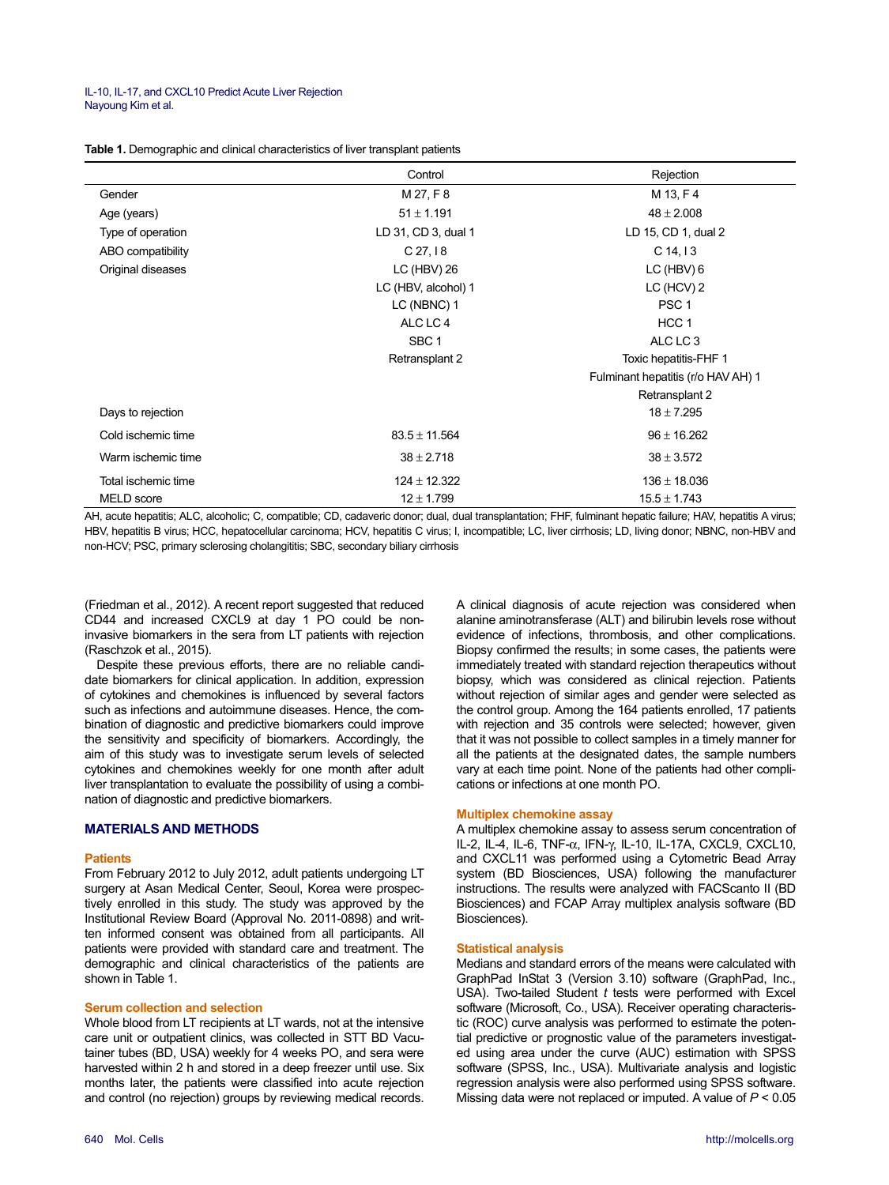**Table 1.** Demographic and clinical characteristics of liver transplant patients

| | Control | Rejection |
|---|---|---|
| Gender | M 27, F 8 | M 13, F 4 |
| Age (years) | 51 ± 1.191 | 48 ± 2.008 |
| Type of operation | LD 31, CD 3, dual 1 | LD 15, CD 1, dual 2 |
| ABO compatibility | C 27, I 8 | C 14, I 3 |
| Original diseases | LC (HBV) 26 | LC (HBV) 6 |
| | LC (HBV, alcohol) 1 | LC (HCV) 2 |
| | LC (NBNC) 1 | PSC 1 |
| | ALC LC 4 | HCC 1 |
| | SBC 1 | ALC LC 3 |
| | Retransplant 2 | Toxic hepatitis-FHF 1 |
| | | Fulminant hepatitis (r/o HAV AH) 1 |
| | | Retransplant 2 |
| Days to rejection | | 18 ± 7.295 |
| Cold ischemic time | 83.5 ± 11.564 | 96 ± 16.262 |
| Warm ischemic time | 38 ± 2.718 | 38 ± 3.572 |
| Total ischemic time | 124 ± 12.322 | 136 ± 18.036 |
| MELD score | 12 ± 1.799 | 15.5 ± 1.743 |

AH, acute hepatitis; ALC, alcoholic; C, compatible; CD, cadaveric donor; dual, dual transplantation; FHF, fulminant hepatic failure; HAV, hepatitis A virus; HBV, hepatitis B virus; HCC, hepatocellular carcinoma; HCV, hepatitis C virus; I, incompatible; LC, liver cirrhosis; LD, living donor; NBNC, non-HBV and non-HCV; PSC, primary sclerosing cholangititis; SBC, secondary biliary cirrhosis

(Friedman et al., 2012). A recent report suggested that reduced CD44 and increased CXCL9 at day 1 PO could be non-invasive biomarkers in the sera from LT patients with rejection (Raschzok et al., 2015).

Despite these previous efforts, there are no reliable candidate biomarkers for clinical application. In addition, expression of cytokines and chemokines is influenced by several factors such as infections and autoimmune diseases. Hence, the combination of diagnostic and predictive biomarkers could improve the sensitivity and specificity of biomarkers. Accordingly, the aim of this study was to investigate serum levels of selected cytokines and chemokines weekly for one month after adult liver transplantation to evaluate the possibility of using a combination of diagnostic and predictive biomarkers.

## MATERIALS AND METHODS

### Patients

From February 2012 to July 2012, adult patients undergoing LT surgery at Asan Medical Center, Seoul, Korea were prospectively enrolled in this study. The study was approved by the Institutional Review Board (Approval No. 2011-0898) and written informed consent was obtained from all participants. All patients were provided with standard care and treatment. The demographic and clinical characteristics of the patients are shown in Table 1.

### Serum collection and selection

Whole blood from LT recipients at LT wards, not at the intensive care unit or outpatient clinics, was collected in STT BD Vacutainer tubes (BD, USA) weekly for 4 weeks PO, and sera were harvested within 2 h and stored in a deep freezer until use. Six months later, the patients were classified into acute rejection and control (no rejection) groups by reviewing medical records. A clinical diagnosis of acute rejection was considered when alanine aminotransferase (ALT) and bilirubin levels rose without evidence of infections, thrombosis, and other complications. Biopsy confirmed the results; in some cases, the patients were immediately treated with standard rejection therapeutics without biopsy, which was considered as clinical rejection. Patients without rejection of similar ages and gender were selected as the control group. Among the 164 patients enrolled, 17 patients with rejection and 35 controls were selected; however, given that it was not possible to collect samples in a timely manner for all the patients at the designated dates, the sample numbers vary at each time point. None of the patients had other complications or infections at one month PO.

### Multiplex chemokine assay

A multiplex chemokine assay to assess serum concentration of IL-2, IL-4, IL-6, TNF-α, IFN-γ, IL-10, IL-17A, CXCL9, CXCL10, and CXCL11 was performed using a Cytometric Bead Array system (BD Biosciences, USA) following the manufacturer instructions. The results were analyzed with FACScanto II (BD Biosciences) and FCAP Array multiplex analysis software (BD Biosciences).

### Statistical analysis

Medians and standard errors of the means were calculated with GraphPad InStat 3 (Version 3.10) software (GraphPad, Inc., USA). Two-tailed Student *t* tests were performed with Excel software (Microsoft, Co., USA). Receiver operating characteristic (ROC) curve analysis was performed to estimate the potential predictive or prognostic value of the parameters investigated using area under the curve (AUC) estimation with SPSS software (SPSS, Inc., USA). Multivariate analysis and logistic regression analysis were also performed using SPSS software. Missing data were not replaced or imputed. A value of $P < 0.05$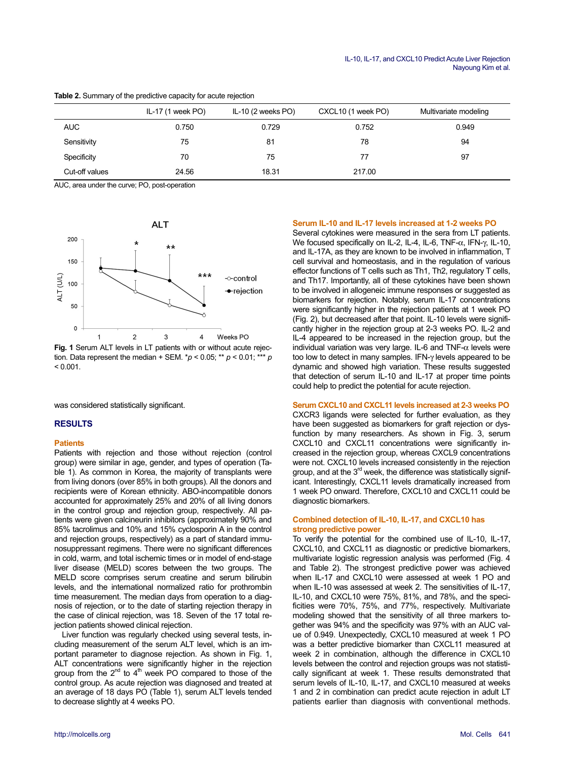**Table 2.** Summary of the predictive capacity for acute rejection

| | IL-17 (1 week PO) | IL-10 (2 weeks PO) | CXCL10 (1 week PO) | Multivariate modeling |
|---|---|---|---|---|
| AUC | 0.750 | 0.729 | 0.752 | 0.949 |
| Sensitivity | 75 | 81 | 78 | 94 |
| Specificity | 70 | 75 | 77 | 97 |
| Cut-off values | 24.56 | 18.31 | 217.00 | |

AUC, area under the curve; PO, post-operation

**Fig. 1** Serum ALT levels in LT patients with or without acute rejection. Data represent the median + SEM. *$p < 0.05$; ** $p < 0.01$; *** $p < 0.001$.

was considered statistically significant.

## RESULTS

### Patients

Patients with rejection and those without rejection (control group) were similar in age, gender, and types of operation (Table 1). As common in Korea, the majority of transplants were from living donors (over 85% in both groups). All the donors and recipients were of Korean ethnicity. ABO-incompatible donors accounted for approximately 25% and 20% of all living donors in the control group and rejection group, respectively. All patients were given calcineurin inhibitors (approximately 90% and 85% tacrolimus and 10% and 15% cyclosporin A in the control and rejection groups, respectively) as a part of standard immunosuppressant regimens. There were no significant differences in cold, warm, and total ischemic times or in model of end-stage liver disease (MELD) scores between the two groups. The MELD score comprises serum creatine and serum bilirubin levels, and the international normalized ratio for prothrombin time measurement. The median days from operation to a diagnosis of rejection, or to the date of starting rejection therapy in the case of clinical rejection, was 18. Seven of the 17 total rejection patients showed clinical rejection.

Liver function was regularly checked using several tests, including measurement of the serum ALT level, which is an important parameter to diagnose rejection. As shown in Fig. 1, ALT concentrations were significantly higher in the rejection group from the 2nd to 4th week PO compared to those of the control group. As acute rejection was diagnosed and treated at an average of 18 days PO (Table 1), serum ALT levels tended to decrease slightly at 4 weeks PO.

### Serum IL-10 and IL-17 levels increased at 1-2 weeks PO

Several cytokines were measured in the sera from LT patients. We focused specifically on IL-2, IL-4, IL-6, TNF-α, IFN-γ, IL-10, and IL-17A, as they are known to be involved in inflammation, T cell survival and homeostasis, and in the regulation of various effector functions of T cells such as Th1, Th2, regulatory T cells, and Th17. Importantly, all of these cytokines have been shown to be involved in allogeneic immune responses or suggested as biomarkers for rejection. Notably, serum IL-17 concentrations were significantly higher in the rejection patients at 1 week PO (Fig. 2), but decreased after that point. IL-10 levels were significantly higher in the rejection group at 2-3 weeks PO. IL-2 and IL-4 appeared to be increased in the rejection group, but the individual variation was very large. IL-6 and TNF-α levels were too low to detect in many samples. IFN-γ levels appeared to be dynamic and showed high variation. These results suggested that detection of serum IL-10 and IL-17 at proper time points could help to predict the potential for acute rejection.

### Serum CXCL10 and CXCL11 levels increased at 2-3 weeks PO

CXCR3 ligands were selected for further evaluation, as they have been suggested as biomarkers for graft rejection or dysfunction by many researchers. As shown in Fig. 3, serum CXCL10 and CXCL11 concentrations were significantly increased in the rejection group, whereas CXCL9 concentrations were not. CXCL10 levels increased consistently in the rejection group, and at the 3rd week, the difference was statistically significant. Interestingly, CXCL11 levels dramatically increased from 1 week PO onward. Therefore, CXCL10 and CXCL11 could be diagnostic biomarkers.

### Combined detection of IL-10, IL-17, and CXCL10 has strong predictive power

To verify the potential for the combined use of IL-10, IL-17, CXCL10, and CXCL11 as diagnostic or predictive biomarkers, multivariate logistic regression analysis was performed (Fig. 4 and Table 2). The strongest predictive power was achieved when IL-17 and CXCL10 were assessed at week 1 PO and when IL-10 was assessed at week 2. The sensitivities of IL-17, IL-10, and CXCL10 were 75%, 81%, and 78%, and the specificities were 70%, 75%, and 77%, respectively. Multivariate modeling showed that the sensitivity of all three markers together was 94% and the specificity was 97% with an AUC value of 0.949. Unexpectedly, CXCL10 measured at week 1 PO was a better predictive biomarker than CXCL11 measured at week 2 in combination, although the difference in CXCL10 levels between the control and rejection groups was not statistically significant at week 1. These results demonstrated that serum levels of IL-10, IL-17, and CXCL10 measured at weeks 1 and 2 in combination can predict acute rejection in adult LT patients earlier than diagnosis with conventional methods.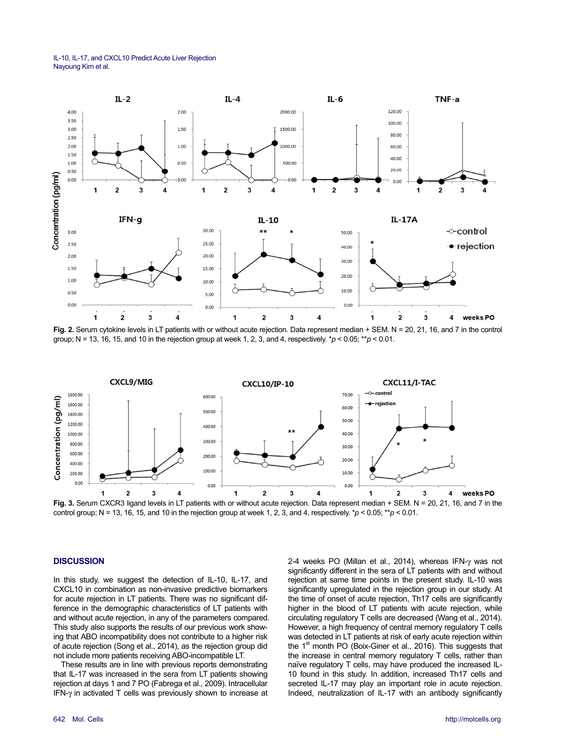**Fig. 2.** Serum cytokine levels in LT patients with or without acute rejection. Data represent median + SEM. N = 20, 21, 16, and 7 in the control group; N = 13, 16, 15, and 10 in the rejection group at week 1, 2, 3, and 4, respectively. \**p* < 0.05; \*\**p* < 0.01.

**Fig. 3.** Serum CXCR3 ligand levels in LT patients with or without acute rejection. Data represent median + SEM. N = 20, 21, 16, and 7 in the control group; N = 13, 16, 15, and 10 in the rejection group at week 1, 2, 3, and 4, respectively. \**p* < 0.05; \*\**p* < 0.01.

## DISCUSSION

In this study, we suggest the detection of IL-10, IL-17, and CXCL10 in combination as non-invasive predictive biomarkers for acute rejection in LT patients. There was no significant difference in the demographic characteristics of LT patients with and without acute rejection, in any of the parameters compared. This study also supports the results of our previous work showing that ABO incompatibility does not contribute to a higher risk of acute rejection (Song et al., 2014), as the rejection group did not include more patients receiving ABO-incompatible LT.

These results are in line with previous reports demonstrating that IL-17 was increased in the sera from LT patients showing rejection at days 1 and 7 PO (Fabrega et al., 2009). Intracellular IFN-γ in activated T cells was previously shown to increase at 2-4 weeks PO (Millan et al., 2014), whereas IFN-γ was not significantly different in the sera of LT patients with and without rejection at same time points in the present study. IL-10 was significantly upregulated in the rejection group in our study. At the time of onset of acute rejection, Th17 cells are significantly higher in the blood of LT patients with acute rejection, while circulating regulatory T cells are decreased (Wang et al., 2014). However, a high frequency of central memory regulatory T cells was detected in LT patients at risk of early acute rejection within the 1st month PO (Boix-Giner et al., 2016). This suggests that the increase in central memory regulatory T cells, rather than naïve regulatory T cells, may have produced the increased IL-10 found in this study. In addition, increased Th17 cells and secreted IL-17 may play an important role in acute rejection. Indeed, neutralization of IL-17 with an antibody significantly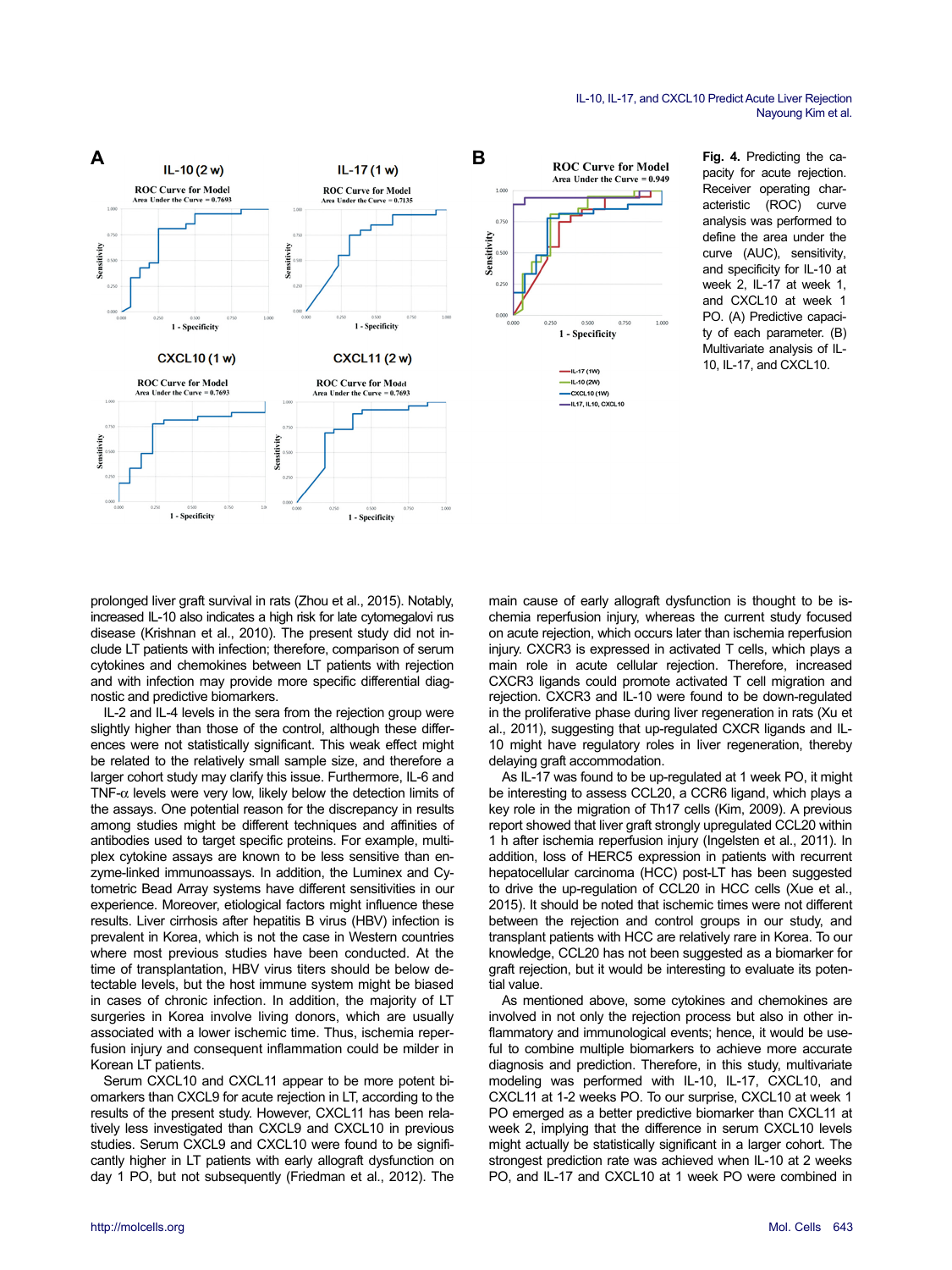**Fig. 4.** Predicting the capacity for acute rejection. Receiver operating characteristic (ROC) curve analysis was performed to define the area under the curve (AUC), sensitivity, and specificity for IL-10 at week 2, IL-17 at week 1, and CXCL10 at week 1 PO. (A) Predictive capacity of each parameter. (B) Multivariate analysis of IL-10, IL-17, and CXCL10.

prolonged liver graft survival in rats (Zhou et al., 2015). Notably, increased IL-10 also indicates a high risk for late cytomegalovi rus disease (Krishnan et al., 2010). The present study did not include LT patients with infection; therefore, comparison of serum cytokines and chemokines between LT patients with rejection and with infection may provide more specific differential diagnostic and predictive biomarkers.

IL-2 and IL-4 levels in the sera from the rejection group were slightly higher than those of the control, although these differences were not statistically significant. This weak effect might be related to the relatively small sample size, and therefore a larger cohort study may clarify this issue. Furthermore, IL-6 and TNF-α levels were very low, likely below the detection limits of the assays. One potential reason for the discrepancy in results among studies might be different techniques and affinities of antibodies used to target specific proteins. For example, multiplex cytokine assays are known to be less sensitive than enzyme-linked immunoassays. In addition, the Luminex and Cytometric Bead Array systems have different sensitivities in our experience. Moreover, etiological factors might influence these results. Liver cirrhosis after hepatitis B virus (HBV) infection is prevalent in Korea, which is not the case in Western countries where most previous studies have been conducted. At the time of transplantation, HBV virus titers should be below detectable levels, but the host immune system might be biased in cases of chronic infection. In addition, the majority of LT surgeries in Korea involve living donors, which are usually associated with a lower ischemic time. Thus, ischemia reperfusion injury and consequent inflammation could be milder in Korean LT patients.

Serum CXCL10 and CXCL11 appear to be more potent biomarkers than CXCL9 for acute rejection in LT, according to the results of the present study. However, CXCL11 has been relatively less investigated than CXCL9 and CXCL10 in previous studies. Serum CXCL9 and CXCL10 were found to be significantly higher in LT patients with early allograft dysfunction on day 1 PO, but not subsequently (Friedman et al., 2012). The main cause of early allograft dysfunction is thought to be ischemia reperfusion injury, whereas the current study focused on acute rejection, which occurs later than ischemia reperfusion injury. CXCR3 is expressed in activated T cells, which plays a main role in acute cellular rejection. Therefore, increased CXCR3 ligands could promote activated T cell migration and rejection. CXCR3 and IL-10 were found to be down-regulated in the proliferative phase during liver regeneration in rats (Xu et al., 2011), suggesting that up-regulated CXCR ligands and IL-10 might have regulatory roles in liver regeneration, thereby delaying graft accommodation.

As IL-17 was found to be up-regulated at 1 week PO, it might be interesting to assess CCL20, a CCR6 ligand, which plays a key role in the migration of Th17 cells (Kim, 2009). A previous report showed that liver graft strongly upregulated CCL20 within 1 h after ischemia reperfusion injury (Ingelsten et al., 2011). In addition, loss of HERC5 expression in patients with recurrent hepatocellular carcinoma (HCC) post-LT has been suggested to drive the up-regulation of CCL20 in HCC cells (Xue et al., 2015). It should be noted that ischemic times were not different between the rejection and control groups in our study, and transplant patients with HCC are relatively rare in Korea. To our knowledge, CCL20 has not been suggested as a biomarker for graft rejection, but it would be interesting to evaluate its potential value.

As mentioned above, some cytokines and chemokines are involved in not only the rejection process but also in other inflammatory and immunological events; hence, it would be useful to combine multiple biomarkers to achieve more accurate diagnosis and prediction. Therefore, in this study, multivariate modeling was performed with IL-10, IL-17, CXCL10, and CXCL11 at 1-2 weeks PO. To our surprise, CXCL10 at week 1 PO emerged as a better predictive biomarker than CXCL11 at week 2, implying that the difference in serum CXCL10 levels might actually be statistically significant in a larger cohort. The strongest prediction rate was achieved when IL-10 at 2 weeks PO, and IL-17 and CXCL10 at 1 week PO were combined in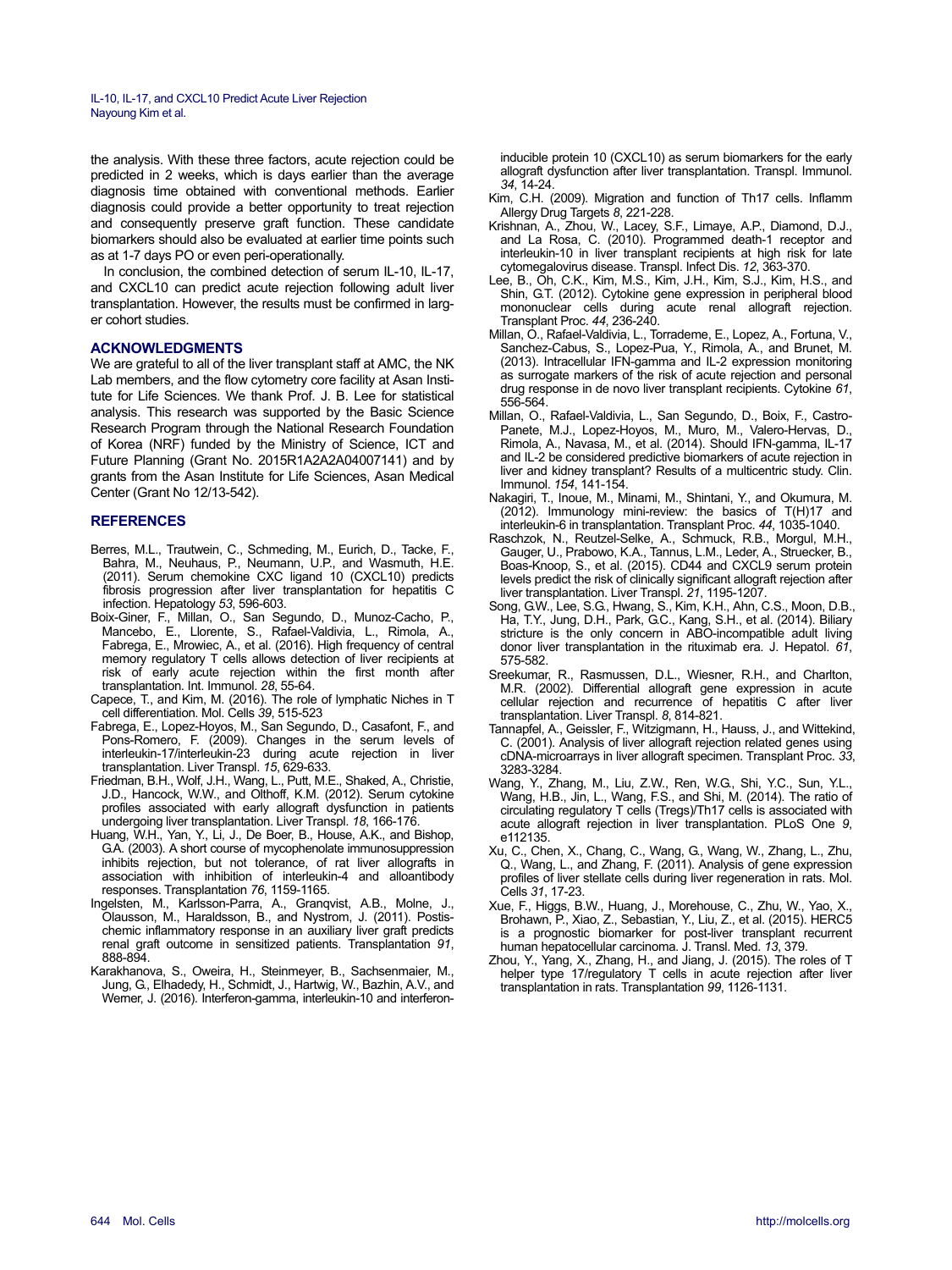the analysis. With these three factors, acute rejection could be predicted in 2 weeks, which is days earlier than the average diagnosis time obtained with conventional methods. Earlier diagnosis could provide a better opportunity to treat rejection and consequently preserve graft function. These candidate biomarkers should also be evaluated at earlier time points such as at 1-7 days PO or even peri-operationally.

In conclusion, the combined detection of serum IL-10, IL-17, and CXCL10 can predict acute rejection following adult liver transplantation. However, the results must be confirmed in larger cohort studies.

## ACKNOWLEDGMENTS

We are grateful to all of the liver transplant staff at AMC, the NK Lab members, and the flow cytometry core facility at Asan Institute for Life Sciences. We thank Prof. J. B. Lee for statistical analysis. This research was supported by the Basic Science Research Program through the National Research Foundation of Korea (NRF) funded by the Ministry of Science, ICT and Future Planning (Grant No. 2015R1A2A2A04007141) and by grants from the Asan Institute for Life Sciences, Asan Medical Center (Grant No 12/13-542).

## REFERENCES

Berres, M.L., Trautwein, C., Schmeding, M., Eurich, D., Tacke, F., Bahra, M., Neuhaus, P., Neumann, U.P., and Wasmuth, H.E. (2011). Serum chemokine CXC ligand 10 (CXCL10) predicts fibrosis progression after liver transplantation for hepatitis C infection. Hepatology *53*, 596-603.

Boix-Giner, F., Millan, O., San Segundo, D., Munoz-Cacho, P., Mancebo, E., Llorente, S., Rafael-Valdivia, L., Rimola, A., Fabrega, E., Mrowiec, A., et al. (2016). High frequency of central memory regulatory T cells allows detection of liver recipients at risk of early acute rejection within the first month after transplantation. Int. Immunol. *28*, 55-64.

Capece, T., and Kim, M. (2016). The role of lymphatic Niches in T cell differentiation. Mol. Cells *39*, 515-523

Fabrega, E., Lopez-Hoyos, M., San Segundo, D., Casafont, F., and Pons-Romero, F. (2009). Changes in the serum levels of interleukin-17/interleukin-23 during acute rejection in liver transplantation. Liver Transpl. *15*, 629-633.

Friedman, B.H., Wolf, J.H., Wang, L., Putt, M.E., Shaked, A., Christie, J.D., Hancock, W.W., and Olthoff, K.M. (2012). Serum cytokine profiles associated with early allograft dysfunction in patients undergoing liver transplantation. Liver Transpl. *18*, 166-176.

Huang, W.H., Yan, Y., Li, J., De Boer, B., House, A.K., and Bishop, G.A. (2003). A short course of mycophenolate immunosuppression inhibits rejection, but not tolerance, of rat liver allografts in association with inhibition of interleukin-4 and alloantibody responses. Transplantation *76*, 1159-1165.

Ingelsten, M., Karlsson-Parra, A., Granqvist, A.B., Molne, J., Olausson, M., Haraldsson, B., and Nystrom, J. (2011). Postischemic inflammatory response in an auxiliary liver graft predicts renal graft outcome in sensitized patients. Transplantation *91*, 888-894.

Karakhanova, S., Oweira, H., Steinmeyer, B., Sachsenmaier, M., Jung, G., Elhadedy, H., Schmidt, J., Hartwig, W., Bazhin, A.V., and Werner, J. (2016). Interferon-gamma, interleukin-10 and interferon-inducible protein 10 (CXCL10) as serum biomarkers for the early allograft dysfunction after liver transplantation. Transpl. Immunol. *34*, 14-24.

Kim, C.H. (2009). Migration and function of Th17 cells. Inflamm Allergy Drug Targets *8*, 221-228.

Krishnan, A., Zhou, W., Lacey, S.F., Limaye, A.P., Diamond, D.J., and La Rosa, C. (2010). Programmed death-1 receptor and interleukin-10 in liver transplant recipients at high risk for late cytomegalovirus disease. Transpl. Infect Dis. *12*, 363-370.

Lee, B., Oh, C.K., Kim, M.S., Kim, J.H., Kim, S.J., Kim, H.S., and Shin, G.T. (2012). Cytokine gene expression in peripheral blood mononuclear cells during acute renal allograft rejection. Transplant Proc. *44*, 236-240.

Millan, O., Rafael-Valdivia, L., Torrademe, E., Lopez, A., Fortuna, V., Sanchez-Cabus, S., Lopez-Pua, Y., Rimola, A., and Brunet, M. (2013). Intracellular IFN-gamma and IL-2 expression monitoring as surrogate markers of the risk of acute rejection and personal drug response in de novo liver transplant recipients. Cytokine *61*, 556-564.

Millan, O., Rafael-Valdivia, L., San Segundo, D., Boix, F., Castro-Panete, M.J., Lopez-Hoyos, M., Muro, M., Valero-Hervas, D., Rimola, A., Navasa, M., et al. (2014). Should IFN-gamma, IL-17 and IL-2 be considered predictive biomarkers of acute rejection in liver and kidney transplant? Results of a multicentric study. Clin. Immunol. *154*, 141-154.

Nakagiri, T., Inoue, M., Minami, M., Shintani, Y., and Okumura, M. (2012). Immunology mini-review: the basics of T(H)17 and interleukin-6 in transplantation. Transplant Proc. *44*, 1035-1040.

Raschzok, N., Reutzel-Selke, A., Schmuck, R.B., Morgul, M.H., Gauger, U., Prabowo, K.A., Tannus, L.M., Leder, A., Struecker, B., Boas-Knoop, S., et al. (2015). CD44 and CXCL9 serum protein levels predict the risk of clinically significant allograft rejection after liver transplantation. Liver Transpl. *21*, 1195-1207.

Song, G.W., Lee, S.G., Hwang, S., Kim, K.H., Ahn, C.S., Moon, D.B., Ha, T.Y., Jung, D.H., Park, G.C., Kang, S.H., et al. (2014). Biliary stricture is the only concern in ABO-incompatible adult living donor liver transplantation in the rituximab era. J. Hepatol. *61*, 575-582.

Sreekumar, R., Rasmussen, D.L., Wiesner, R.H., and Charlton, M.R. (2002). Differential allograft gene expression in acute cellular rejection and recurrence of hepatitis C after liver transplantation. Liver Transpl. *8*, 814-821.

Tannapfel, A., Geissler, F., Witzigmann, H., Hauss, J., and Wittekind, C. (2001). Analysis of liver allograft rejection related genes using cDNA-microarrays in liver allograft specimen. Transplant Proc. *33*, 3283-3284.

Wang, Y., Zhang, M., Liu, Z.W., Ren, W.G., Shi, Y.C., Sun, Y.L., Wang, H.B., Jin, L., Wang, F.S., and Shi, M. (2014). The ratio of circulating regulatory T cells (Tregs)/Th17 cells is associated with acute allograft rejection in liver transplantation. PLoS One *9*, e112135.

Xu, C., Chen, X., Chang, C., Wang, G., Wang, W., Zhang, L., Zhu, Q., Wang, L., and Zhang, F. (2011). Analysis of gene expression profiles of liver stellate cells during liver regeneration in rats. Mol. Cells *31*, 17-23.

Xue, F., Higgs, B.W., Huang, J., Morehouse, C., Zhu, W., Yao, X., Brohawn, P., Xiao, Z., Sebastian, Y., Liu, Z., et al. (2015). HERC5 is a prognostic biomarker for post-liver transplant recurrent human hepatocellular carcinoma. J. Transl. Med. *13*, 379.

Zhou, Y., Yang, X., Zhang, H., and Jiang, J. (2015). The roles of T helper type 17/regulatory T cells in acute rejection after liver transplantation in rats. Transplantation *99*, 1126-1131.